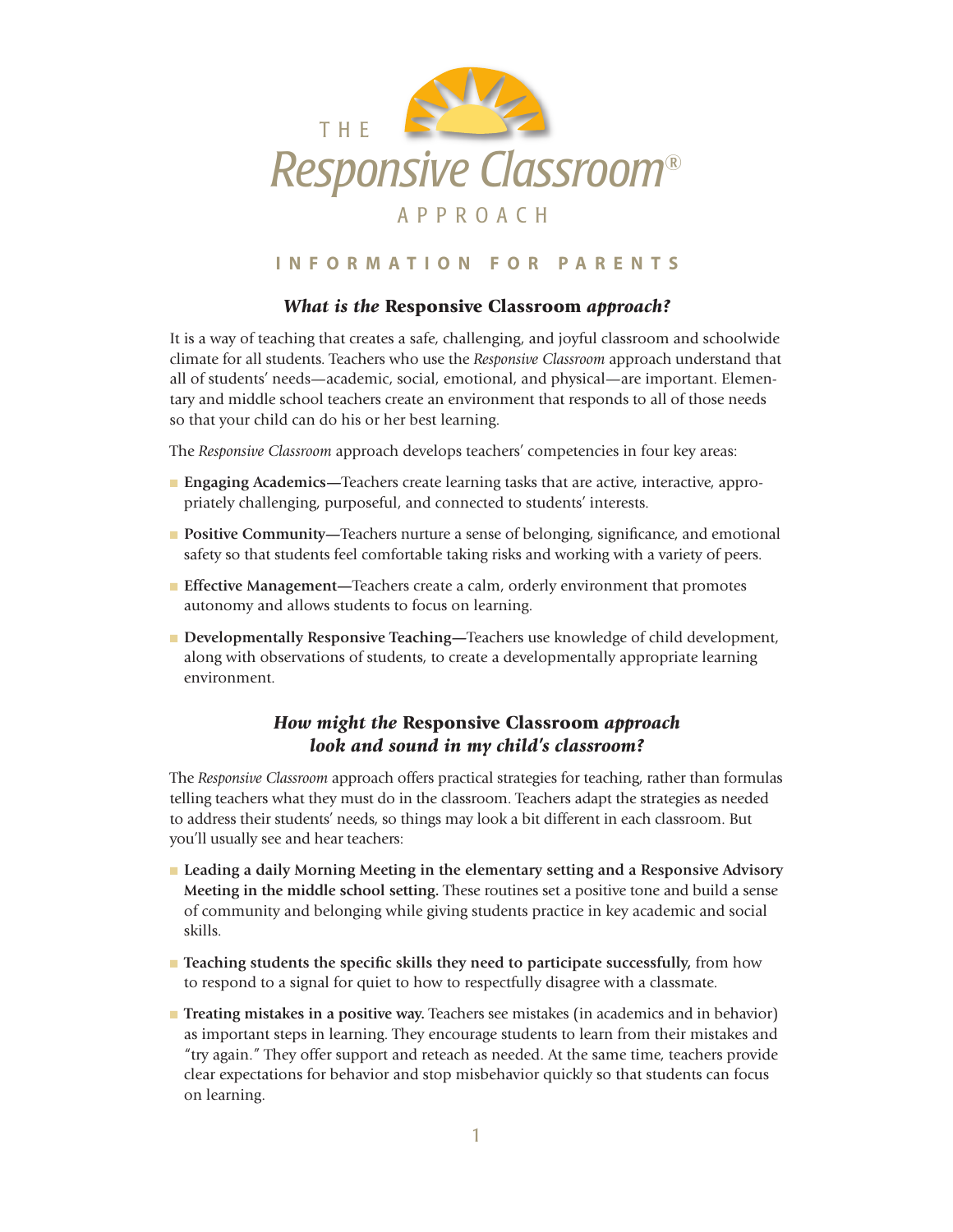# THE *Responsive Classroom*® APPROACH

## INFORMATION FOR PARENTS

### *What is the* Responsive Classroom *approach?*

It is a way of teaching that creates a safe, challenging, and joyful classroom and schoolwide climate for all students. Teachers who use the *Responsive Classroom* approach understand that all of students' needs—academic, social, emotional, and physical—are important. Elementary and middle school teachers create an environment that responds to all of those needs so that your child can do his or her best learning.

The *Responsive Classroom* approach develops teachers' competencies in four key areas:

- **Engaging Academics—**Teachers create learning tasks that are active, interactive, appropriately challenging, purposeful, and connected to students' interests.
- **Positive Community—**Teachers nurture a sense of belonging, significance, and emotional safety so that students feel comfortable taking risks and working with a variety of peers.
- **Effective Management—**Teachers create a calm, orderly environment that promotes autonomy and allows students to focus on learning.
- **Developmentally Responsive Teaching—**Teachers use knowledge of child development, along with observations of students, to create a developmentally appropriate learning environment.

### *How might the* Responsive Classroom *approach look and sound in my child's classroom?*

The *Responsive Classroom* approach offers practical strategies for teaching, rather than formulas telling teachers what they must do in the classroom. Teachers adapt the strategies as needed to address their students' needs, so things may look a bit different in each classroom. But you'll usually see and hear teachers:

- **Leading a daily Morning Meeting in the elementary setting and a Responsive Advisory Meeting in the middle school setting.** These routines set a positive tone and build a sense of community and belonging while giving students practice in key academic and social skills.
- **Teaching students the specific skills they need to participate successfully,** from how to respond to a signal for quiet to how to respectfully disagree with a classmate.
- **Treating mistakes in a positive way.** Teachers see mistakes (in academics and in behavior) as important steps in learning. They encourage students to learn from their mistakes and "try again." They offer support and reteach as needed. At the same time, teachers provide clear expectations for behavior and stop misbehavior quickly so that students can focus on learning.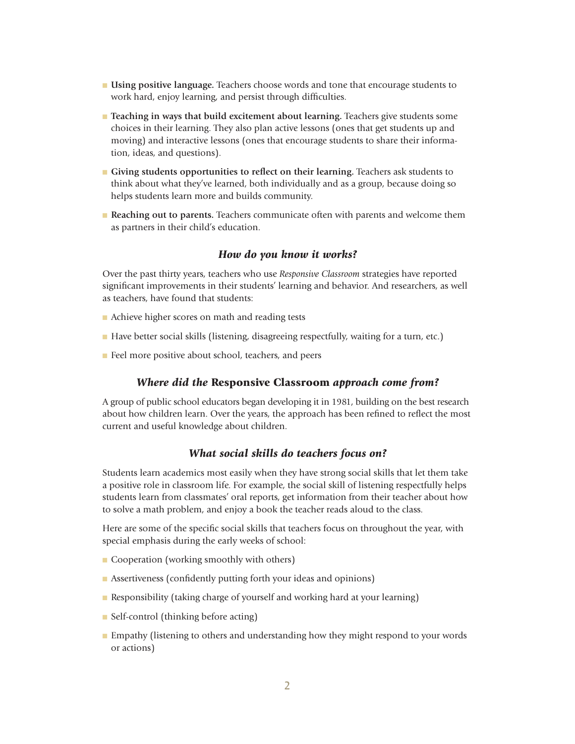- **Using positive language.** Teachers choose words and tone that encourage students to work hard, enjoy learning, and persist through difficulties.
- **Teaching in ways that build excitement about learning.** Teachers give students some choices in their learning. They also plan active lessons (ones that get students up and moving) and interactive lessons (ones that encourage students to share their information, ideas, and questions).
- **Giving students opportunities to reflect on their learning.** Teachers ask students to think about what they've learned, both individually and as a group, because doing so helps students learn more and builds community.
- **Reaching out to parents.** Teachers communicate often with parents and welcome them as partners in their child's education.

### *How do you know it works?*

Over the past thirty years, teachers who use *Responsive Classroom* strategies have reported significant improvements in their students' learning and behavior. And researchers, as well as teachers, have found that students:

- Achieve higher scores on math and reading tests
- Have better social skills (listening, disagreeing respectfully, waiting for a turn, etc.)
- Feel more positive about school, teachers, and peers

### *Where did the* **Responsive Classroom** *approach come from?*

A group of public school educators began developing it in 1981, building on the best research about how children learn. Over the years, the approach has been refined to reflect the most current and useful knowledge about children.

### *What social skills do teachers focus on?*

Students learn academics most easily when they have strong social skills that let them take a positive role in classroom life. For example, the social skill of listening respectfully helps students learn from classmates' oral reports, get information from their teacher about how to solve a math problem, and enjoy a book the teacher reads aloud to the class.

Here are some of the specific social skills that teachers focus on throughout the year, with special emphasis during the early weeks of school:

- Cooperation (working smoothly with others)
- Assertiveness (confidently putting forth your ideas and opinions)
- Responsibility (taking charge of yourself and working hard at your learning)
- Self-control (thinking before acting)
- Empathy (listening to others and understanding how they might respond to your words or actions)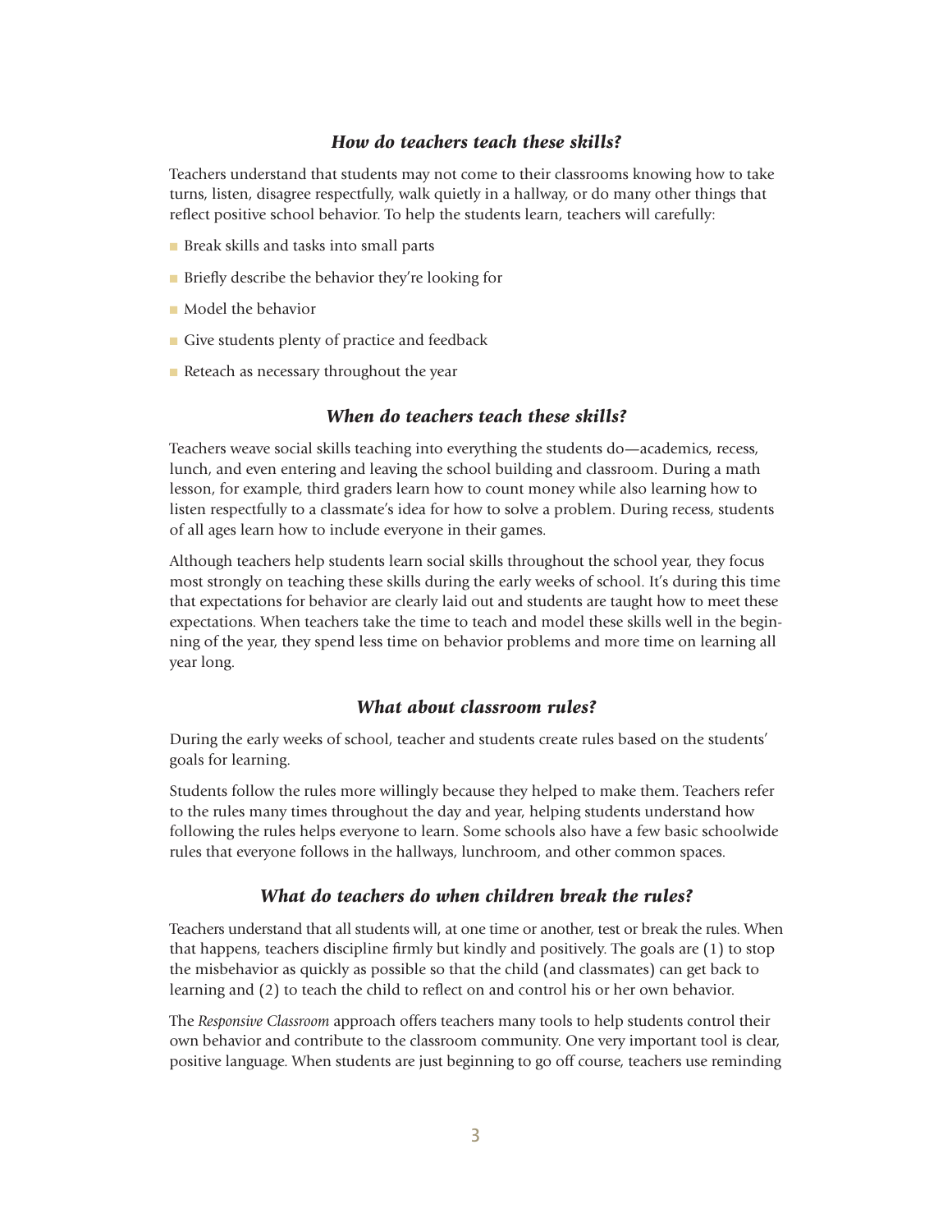### *How do teachers teach these skills?*

Teachers understand that students may not come to their classrooms knowing how to take turns, listen, disagree respectfully, walk quietly in a hallway, or do many other things that reflect positive school behavior. To help the students learn, teachers will carefully:

- Break skills and tasks into small parts
- Briefly describe the behavior they're looking for
- Model the behavior
- Give students plenty of practice and feedback
- Reteach as necessary throughout the year

### *When do teachers teach these skills?*

Teachers weave social skills teaching into everything the students do—academics, recess, lunch, and even entering and leaving the school building and classroom. During a math lesson, for example, third graders learn how to count money while also learning how to listen respectfully to a classmate's idea for how to solve a problem. During recess, students of all ages learn how to include everyone in their games.

Although teachers help students learn social skills throughout the school year, they focus most strongly on teaching these skills during the early weeks of school. It's during this time that expectations for behavior are clearly laid out and students are taught how to meet these expectations. When teachers take the time to teach and model these skills well in the beginning of the year, they spend less time on behavior problems and more time on learning all year long.

### *What about classroom rules?*

During the early weeks of school, teacher and students create rules based on the students' goals for learning.

Students follow the rules more willingly because they helped to make them. Teachers refer to the rules many times throughout the day and year, helping students understand how following the rules helps everyone to learn. Some schools also have a few basic schoolwide rules that everyone follows in the hallways, lunchroom, and other common spaces.

### *What do teachers do when children break the rules?*

Teachers understand that all students will, at one time or another, test or break the rules. When that happens, teachers discipline firmly but kindly and positively. The goals are (1) to stop the misbehavior as quickly as possible so that the child (and classmates) can get back to learning and (2) to teach the child to reflect on and control his or her own behavior.

The *Responsive Classroom* approach offers teachers many tools to help students control their own behavior and contribute to the classroom community. One very important tool is clear, positive language. When students are just beginning to go off course, teachers use reminding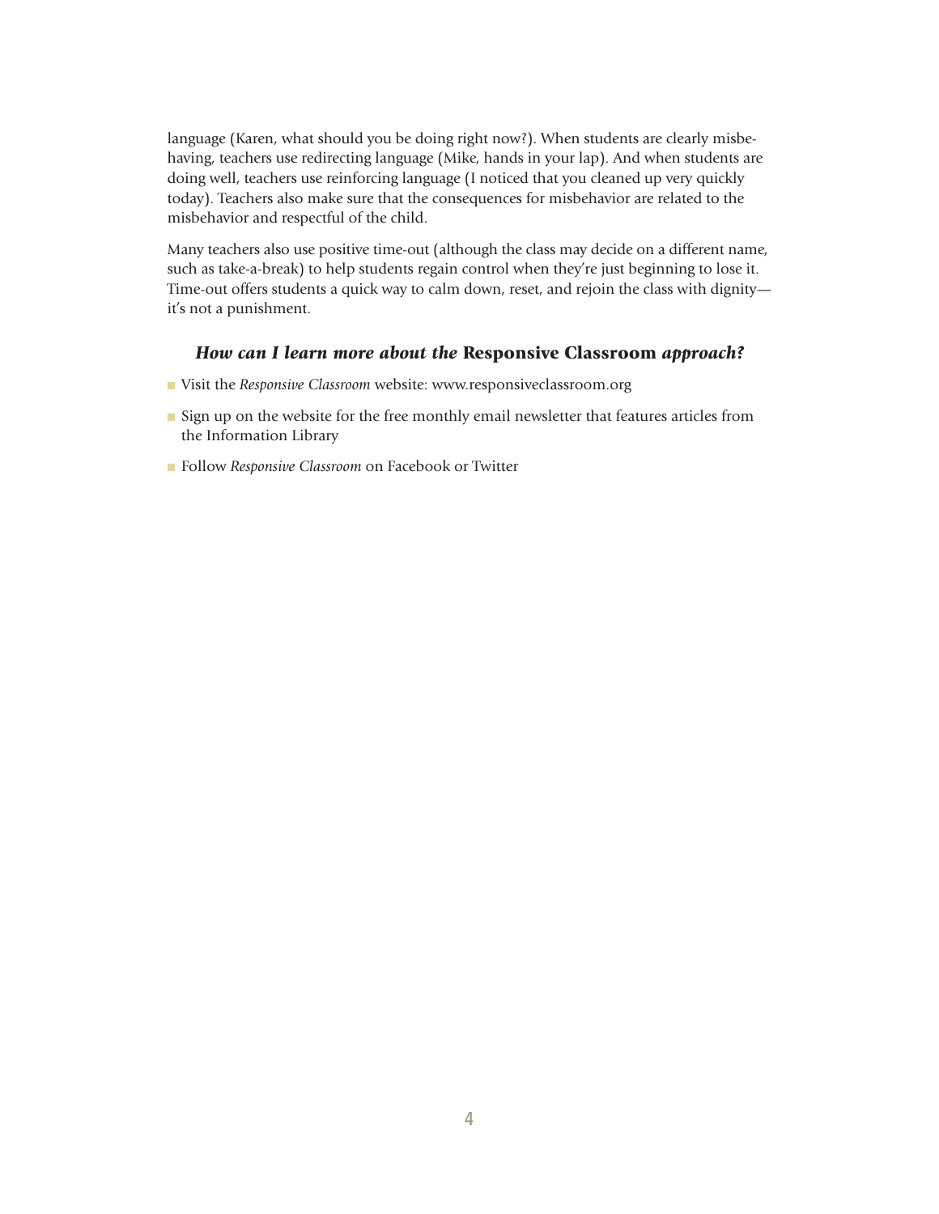language (Karen, what should you be doing right now?). When students are clearly misbehaving, teachers use redirecting language (Mike, hands in your lap). And when students are doing well, teachers use reinforcing language (I noticed that you cleaned up very quickly today). Teachers also make sure that the consequences for misbehavior are related to the misbehavior and respectful of the child.

Many teachers also use positive time-out (although the class may decide on a different name, such as take-a-break) to help students regain control when they're just beginning to lose it. Time-out offers students a quick way to calm down, reset, and rejoin the class with dignity—it's not a punishment.

### *How can I learn more about the* **Responsive Classroom** *approach?*

- Visit the *Responsive Classroom* website: www.responsiveclassroom.org
- Sign up on the website for the free monthly email newsletter that features articles from the Information Library
- Follow *Responsive Classroom* on Facebook or Twitter